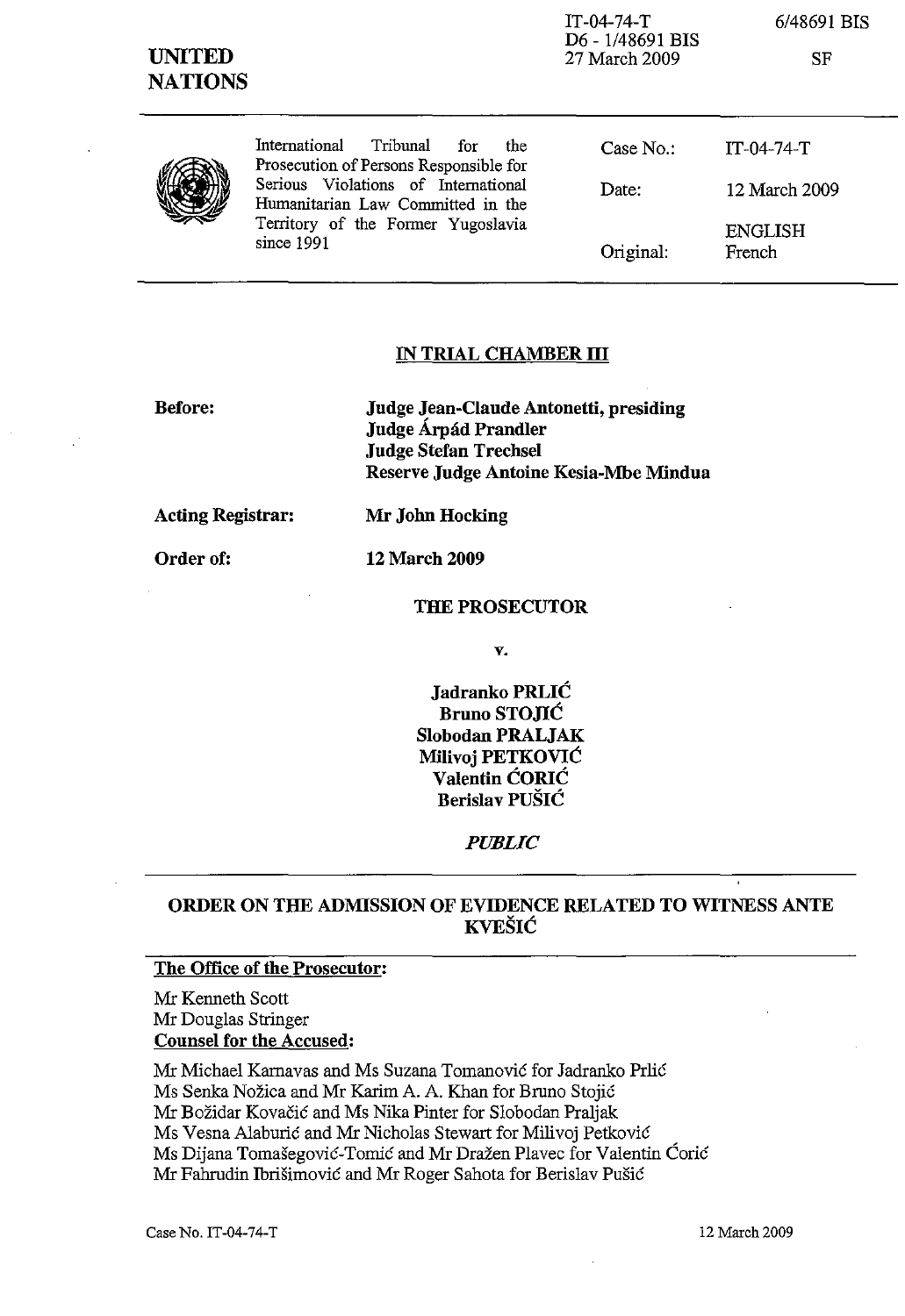IT-04-74-T
D6 - 1/48691 BIS
27 March 2009

6/48691 BIS

SF

**UNITED NATIONS**

| | | |
|---|---|---|
| International Tribunal for the Prosecution of Persons Responsible for Serious Violations of International Humanitarian Law Committed in the Territory of the Former Yugoslavia since 1991 | Case No.: | IT-04-74-T |
| | Date: | 12 March 2009 |
| | Original: | ENGLISH French |

## IN TRIAL CHAMBER III

**Before:** **Judge Jean-Claude Antonetti, presiding**
**Judge Árpád Prandler**
**Judge Stefan Trechsel**
**Reserve Judge Antoine Kesia-Mbe Mindua**

**Acting Registrar:** **Mr John Hocking**

**Order of:** **12 March 2009**

**THE PROSECUTOR**

**v.**

**Jadranko PRLIĆ**
**Bruno STOJIĆ**
**Slobodan PRALJAK**
**Milivoj PETKOVIĆ**
**Valentin ĆORIĆ**
**Berislav PUŠIĆ**

***PUBLIC***

## ORDER ON THE ADMISSION OF EVIDENCE RELATED TO WITNESS ANTE KVEŠIĆ

**The Office of the Prosecutor:**

Mr Kenneth Scott
Mr Douglas Stringer

**Counsel for the Accused:**

Mr Michael Karnavas and Ms Suzana Tomanović for Jadranko Prlić
Ms Senka Nožica and Mr Karim A. A. Khan for Bruno Stojić
Mr Božidar Kovačić and Ms Nika Pinter for Slobodan Praljak
Ms Vesna Alaburić and Mr Nicholas Stewart for Milivoj Petković
Ms Dijana Tomašegović-Tomić and Mr Dražen Plavec for Valentin Ćorić
Mr Fahrudin Ibrišimović and Mr Roger Sahota for Berislav Pušić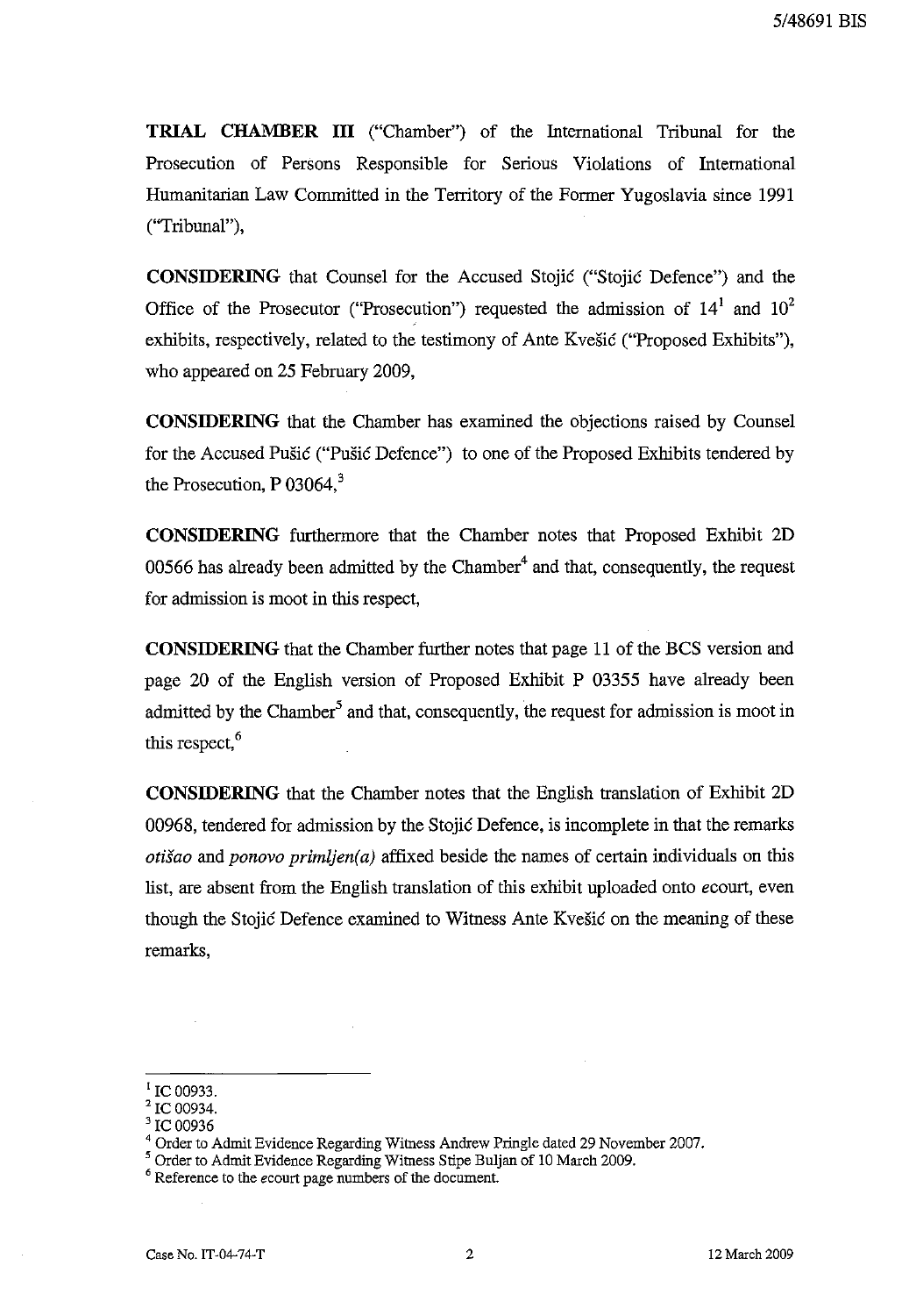**TRIAL CHAMBER III** ("Chamber") of the International Tribunal for the Prosecution of Persons Responsible for Serious Violations of International Humanitarian Law Committed in the Territory of the Former Yugoslavia since 1991 ("Tribunal"),

**CONSIDERING** that Counsel for the Accused Stojić ("Stojić Defence") and the Office of the Prosecutor ("Prosecution") requested the admission of 14[1] and 10[2] exhibits, respectively, related to the testimony of Ante Kvešić ("Proposed Exhibits"), who appeared on 25 February 2009,

**CONSIDERING** that the Chamber has examined the objections raised by Counsel for the Accused Pušić ("Pušić Defence") to one of the Proposed Exhibits tendered by the Prosecution, P 03064,[3]

**CONSIDERING** furthermore that the Chamber notes that Proposed Exhibit 2D 00566 has already been admitted by the Chamber[4] and that, consequently, the request for admission is moot in this respect,

**CONSIDERING** that the Chamber further notes that page 11 of the BCS version and page 20 of the English version of Proposed Exhibit P 03355 have already been admitted by the Chamber[5] and that, consequently, the request for admission is moot in this respect,[6]

**CONSIDERING** that the Chamber notes that the English translation of Exhibit 2D 00968, tendered for admission by the Stojić Defence, is incomplete in that the remarks *otišao* and *ponovo primljen(a)* affixed beside the names of certain individuals on this list, are absent from the English translation of this exhibit uploaded onto ecourt, even though the Stojić Defence examined to Witness Ante Kvešić on the meaning of these remarks,

---

[1] IC 00933.

[2] IC 00934.

[3] IC 00936

[4] Order to Admit Evidence Regarding Witness Andrew Pringle dated 29 November 2007.

[5] Order to Admit Evidence Regarding Witness Stipe Buljan of 10 March 2009.

[6] Reference to the ecourt page numbers of the document.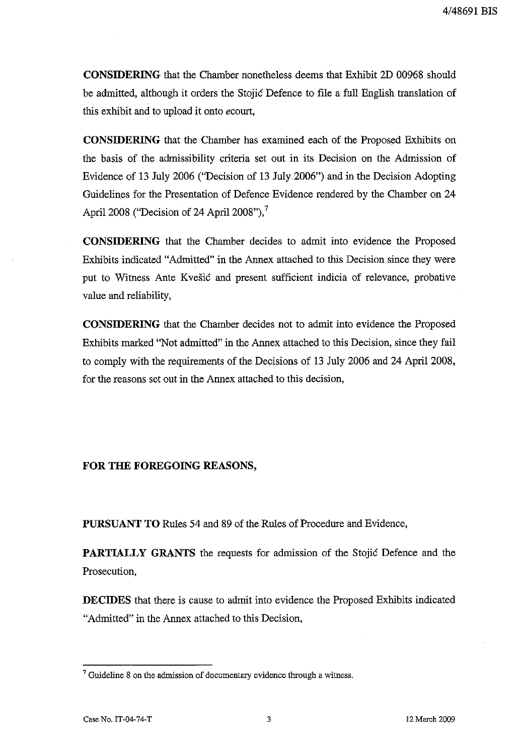**CONSIDERING** that the Chamber nonetheless deems that Exhibit 2D 00968 should be admitted, although it orders the Stojić Defence to file a full English translation of this exhibit and to upload it onto *e*court,

**CONSIDERING** that the Chamber has examined each of the Proposed Exhibits on the basis of the admissibility criteria set out in its Decision on the Admission of Evidence of 13 July 2006 ("Decision of 13 July 2006") and in the Decision Adopting Guidelines for the Presentation of Defence Evidence rendered by the Chamber on 24 April 2008 ("Decision of 24 April 2008"),[7]

**CONSIDERING** that the Chamber decides to admit into evidence the Proposed Exhibits indicated "Admitted" in the Annex attached to this Decision since they were put to Witness Ante Kvešić and present sufficient indicia of relevance, probative value and reliability,

**CONSIDERING** that the Chamber decides not to admit into evidence the Proposed Exhibits marked "Not admitted" in the Annex attached to this Decision, since they fail to comply with the requirements of the Decisions of 13 July 2006 and 24 April 2008, for the reasons set out in the Annex attached to this decision,

**FOR THE FOREGOING REASONS,**

**PURSUANT TO** Rules 54 and 89 of the Rules of Procedure and Evidence,

**PARTIALLY GRANTS** the requests for admission of the Stojić Defence and the Prosecution,

**DECIDES** that there is cause to admit into evidence the Proposed Exhibits indicated "Admitted" in the Annex attached to this Decision,

---

[7] Guideline 8 on the admission of documentary evidence through a witness.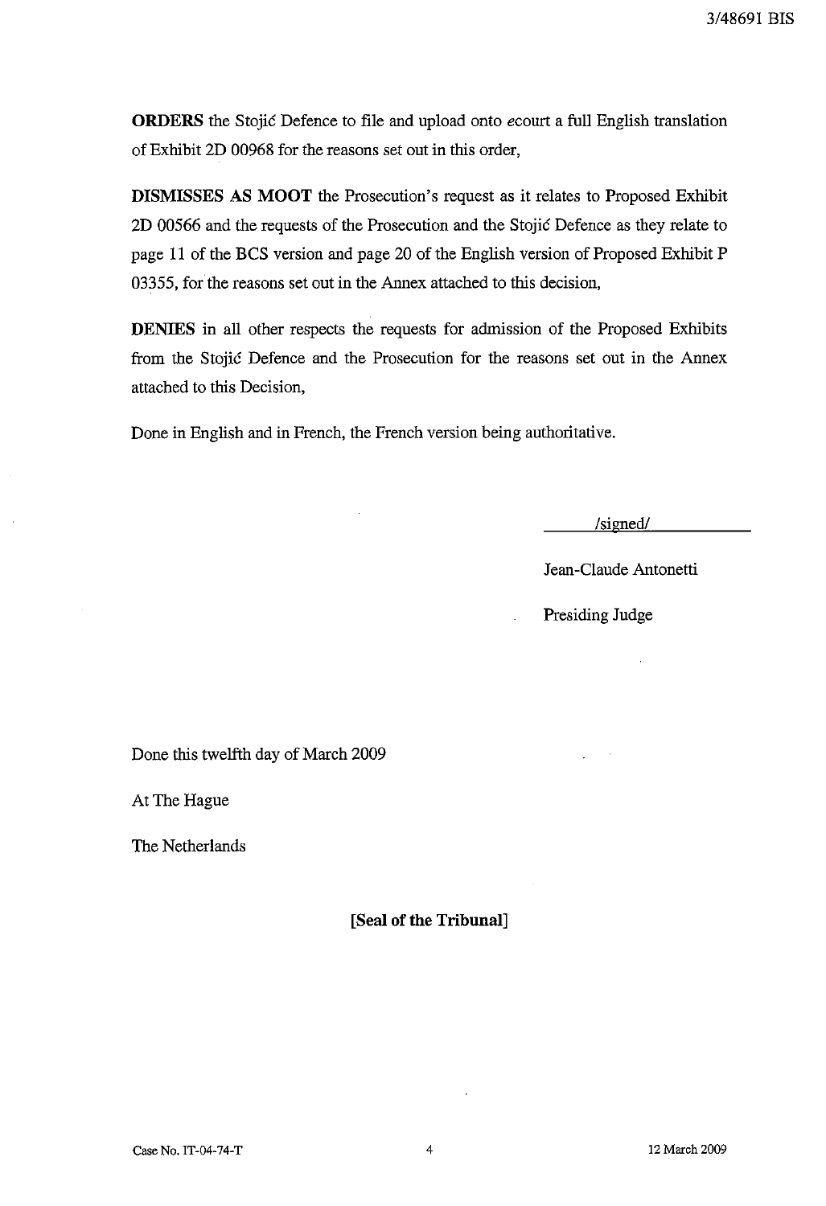**ORDERS** the Stojić Defence to file and upload onto *e*court a full English translation of Exhibit 2D 00968 for the reasons set out in this order,

**DISMISSES AS MOOT** the Prosecution's request as it relates to Proposed Exhibit 2D 00566 and the requests of the Prosecution and the Stojić Defence as they relate to page 11 of the BCS version and page 20 of the English version of Proposed Exhibit P 03355, for the reasons set out in the Annex attached to this decision,

**DENIES** in all other respects the requests for admission of the Proposed Exhibits from the Stojić Defence and the Prosecution for the reasons set out in the Annex attached to this Decision,

Done in English and in French, the French version being authoritative.

/signed/

Jean-Claude Antonetti

Presiding Judge

Done this twelfth day of March 2009

At The Hague

The Netherlands

**[Seal of the Tribunal]**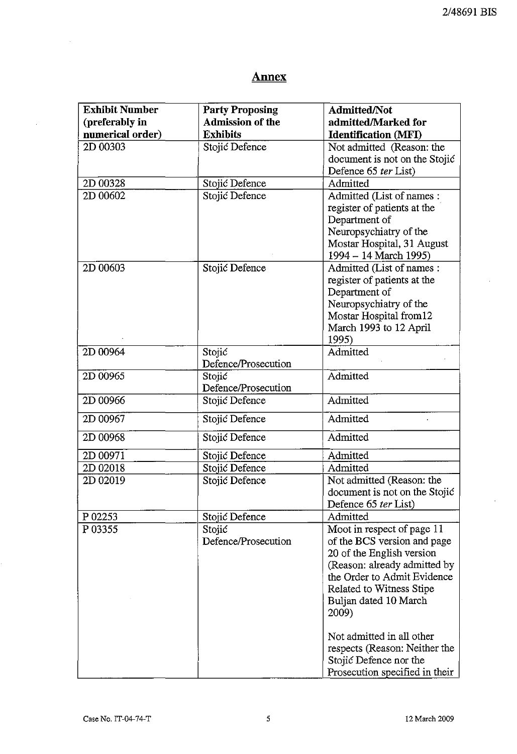## Annex

| Exhibit Number (preferably in numerical order) | Party Proposing Admission of the Exhibits | Admitted/Not admitted/Marked for Identification (MFI) |
|---|---|---|
| 2D 00303 | Stojić Defence | Not admitted (Reason: the document is not on the Stojić Defence 65 *ter* List) |
| 2D 00328 | Stojić Defence | Admitted |
| 2D 00602 | Stojić Defence | Admitted (List of names : register of patients at the Department of Neuropsychiatry of the Mostar Hospital, 31 August 1994 – 14 March 1995) |
| 2D 00603 | Stojić Defence | Admitted (List of names : register of patients at the Department of Neuropsychiatry of the Mostar Hospital from12 March 1993 to 12 April 1995) |
| 2D 00964 | Stojić Defence/Prosecution | Admitted |
| 2D 00965 | Stojić Defence/Prosecution | Admitted |
| 2D 00966 | Stojić Defence | Admitted |
| 2D 00967 | Stojić Defence | Admitted |
| 2D 00968 | Stojić Defence | Admitted |
| 2D 00971 | Stojić Defence | Admitted |
| 2D 02018 | Stojić Defence | Admitted |
| 2D 02019 | Stojić Defence | Not admitted (Reason: the document is not on the Stojić Defence 65 *ter* List) |
| P 02253 | Stojić Defence | Admitted |
| P 03355 | Stojić Defence/Prosecution | Moot in respect of page 11 of the BCS version and page 20 of the English version (Reason: already admitted by the Order to Admit Evidence Related to Witness Stipe Buljan dated 10 March 2009)<br><br>Not admitted in all other respects (Reason: Neither the Stojić Defence nor the Prosecution specified in their |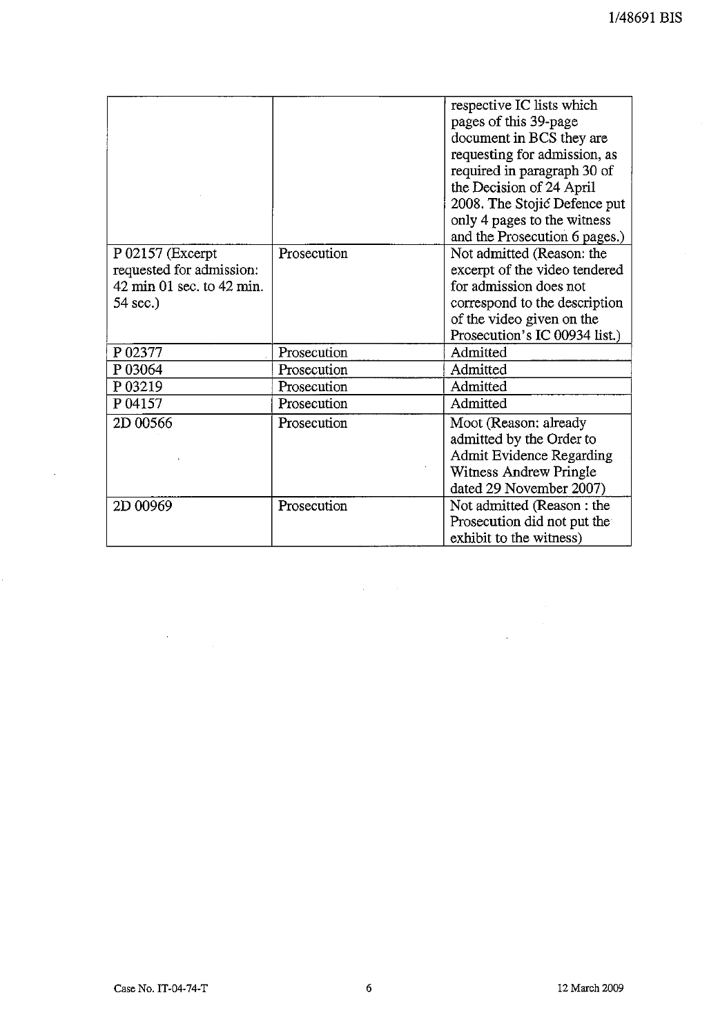| | | |
|---|---|---|
| | | respective IC lists which pages of this 39-page document in BCS they are requesting for admission, as required in paragraph 30 of the Decision of 24 April 2008. The Stojić Defence put only 4 pages to the witness and the Prosecution 6 pages.) |
| P 02157 (Excerpt requested for admission: 42 min 01 sec. to 42 min. 54 sec.) | Prosecution | Not admitted (Reason: the excerpt of the video tendered for admission does not correspond to the description of the video given on the Prosecution's IC 00934 list.) |
| P 02377 | Prosecution | Admitted |
| P 03064 | Prosecution | Admitted |
| P 03219 | Prosecution | Admitted |
| P 04157 | Prosecution | Admitted |
| 2D 00566 | Prosecution | Moot (Reason: already admitted by the Order to Admit Evidence Regarding Witness Andrew Pringle dated 29 November 2007) |
| 2D 00969 | Prosecution | Not admitted (Reason : the Prosecution did not put the exhibit to the witness) |